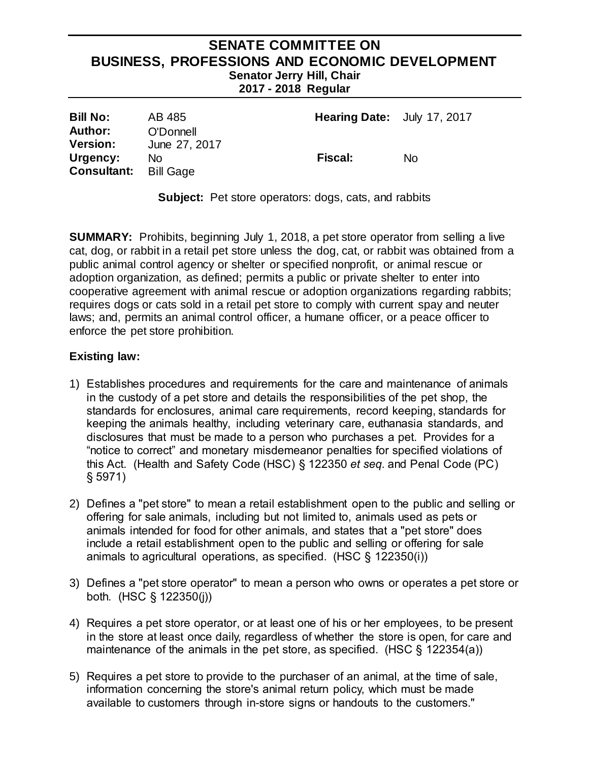# SENATE COMMITTEE ON BUSINESS, PROFESSIONS AND ECONOMIC DEVELOPMENT

**Senator Jerry Hill, Chair**
**2017 - 2018 Regular**

| | | | |
|---|---|---|---|
| **Bill No:** | AB 485 | **Hearing Date:** | July 17, 2017 |
| **Author:** | O'Donnell | | |
| **Version:** | June 27, 2017 | | |
| **Urgency:** | No | **Fiscal:** | No |
| **Consultant:** | Bill Gage | | |

**Subject:** Pet store operators: dogs, cats, and rabbits

**SUMMARY:** Prohibits, beginning July 1, 2018, a pet store operator from selling a live cat, dog, or rabbit in a retail pet store unless the dog, cat, or rabbit was obtained from a public animal control agency or shelter or specified nonprofit, or animal rescue or adoption organization, as defined; permits a public or private shelter to enter into cooperative agreement with animal rescue or adoption organizations regarding rabbits; requires dogs or cats sold in a retail pet store to comply with current spay and neuter laws; and, permits an animal control officer, a humane officer, or a peace officer to enforce the pet store prohibition.

## Existing law:

1) Establishes procedures and requirements for the care and maintenance of animals in the custody of a pet store and details the responsibilities of the pet shop, the standards for enclosures, animal care requirements, record keeping, standards for keeping the animals healthy, including veterinary care, euthanasia standards, and disclosures that must be made to a person who purchases a pet. Provides for a "notice to correct" and monetary misdemeanor penalties for specified violations of this Act. (Health and Safety Code (HSC) § 122350 *et seq.* and Penal Code (PC) § 5971)

2) Defines a "pet store" to mean a retail establishment open to the public and selling or offering for sale animals, including but not limited to, animals used as pets or animals intended for food for other animals, and states that a "pet store" does include a retail establishment open to the public and selling or offering for sale animals to agricultural operations, as specified. (HSC § 122350(i))

3) Defines a "pet store operator" to mean a person who owns or operates a pet store or both. (HSC § 122350(j))

4) Requires a pet store operator, or at least one of his or her employees, to be present in the store at least once daily, regardless of whether the store is open, for care and maintenance of the animals in the pet store, as specified. (HSC § 122354(a))

5) Requires a pet store to provide to the purchaser of an animal, at the time of sale, information concerning the store's animal return policy, which must be made available to customers through in-store signs or handouts to the customers."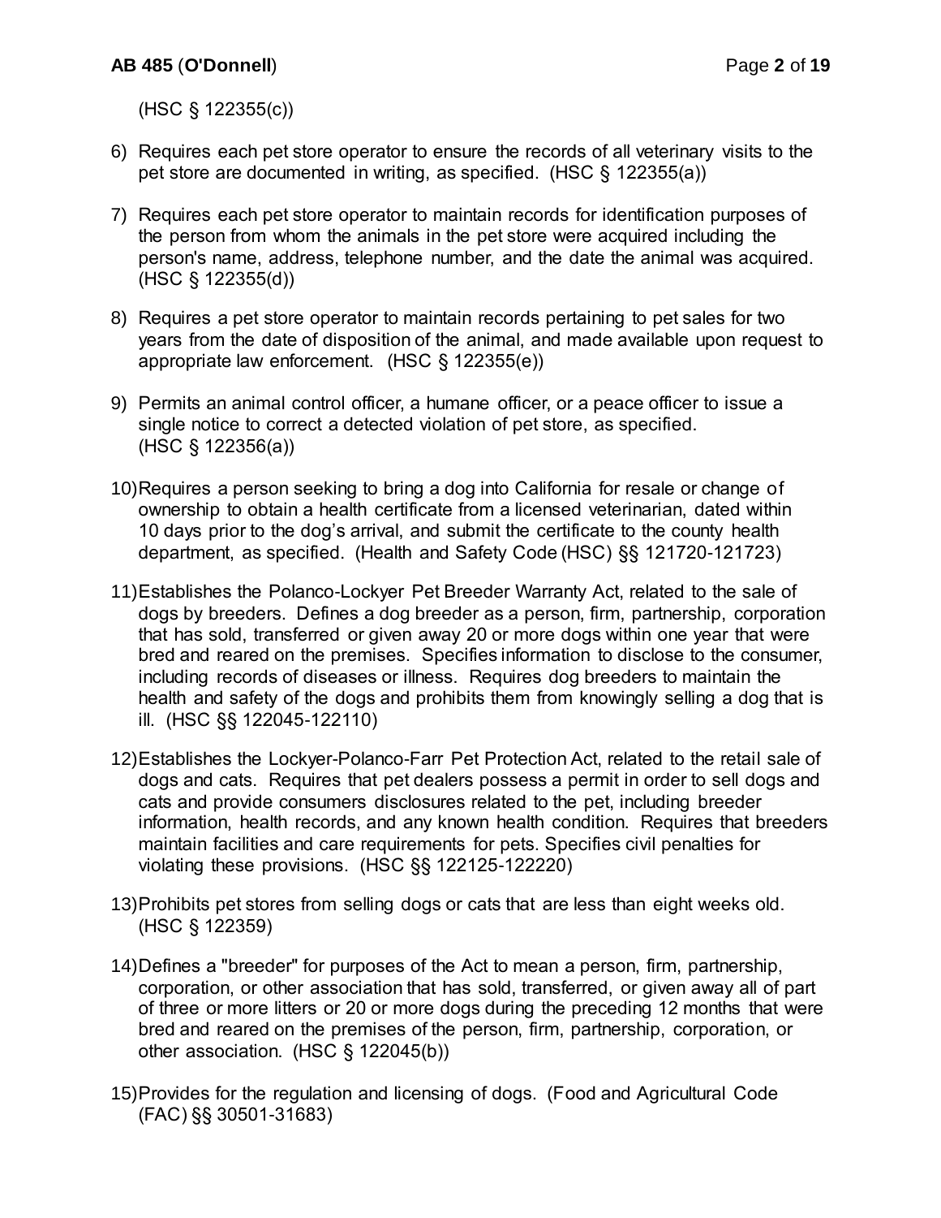(HSC § 122355(c))

6) Requires each pet store operator to ensure the records of all veterinary visits to the pet store are documented in writing, as specified. (HSC § 122355(a))

7) Requires each pet store operator to maintain records for identification purposes of the person from whom the animals in the pet store were acquired including the person's name, address, telephone number, and the date the animal was acquired. (HSC § 122355(d))

8) Requires a pet store operator to maintain records pertaining to pet sales for two years from the date of disposition of the animal, and made available upon request to appropriate law enforcement. (HSC § 122355(e))

9) Permits an animal control officer, a humane officer, or a peace officer to issue a single notice to correct a detected violation of pet store, as specified. (HSC § 122356(a))

10) Requires a person seeking to bring a dog into California for resale or change of ownership to obtain a health certificate from a licensed veterinarian, dated within 10 days prior to the dog's arrival, and submit the certificate to the county health department, as specified. (Health and Safety Code (HSC) §§ 121720-121723)

11) Establishes the Polanco-Lockyer Pet Breeder Warranty Act, related to the sale of dogs by breeders. Defines a dog breeder as a person, firm, partnership, corporation that has sold, transferred or given away 20 or more dogs within one year that were bred and reared on the premises. Specifies information to disclose to the consumer, including records of diseases or illness. Requires dog breeders to maintain the health and safety of the dogs and prohibits them from knowingly selling a dog that is ill. (HSC §§ 122045-122110)

12) Establishes the Lockyer-Polanco-Farr Pet Protection Act, related to the retail sale of dogs and cats. Requires that pet dealers possess a permit in order to sell dogs and cats and provide consumers disclosures related to the pet, including breeder information, health records, and any known health condition. Requires that breeders maintain facilities and care requirements for pets. Specifies civil penalties for violating these provisions. (HSC §§ 122125-122220)

13) Prohibits pet stores from selling dogs or cats that are less than eight weeks old. (HSC § 122359)

14) Defines a "breeder" for purposes of the Act to mean a person, firm, partnership, corporation, or other association that has sold, transferred, or given away all of part of three or more litters or 20 or more dogs during the preceding 12 months that were bred and reared on the premises of the person, firm, partnership, corporation, or other association. (HSC § 122045(b))

15) Provides for the regulation and licensing of dogs. (Food and Agricultural Code (FAC) §§ 30501-31683)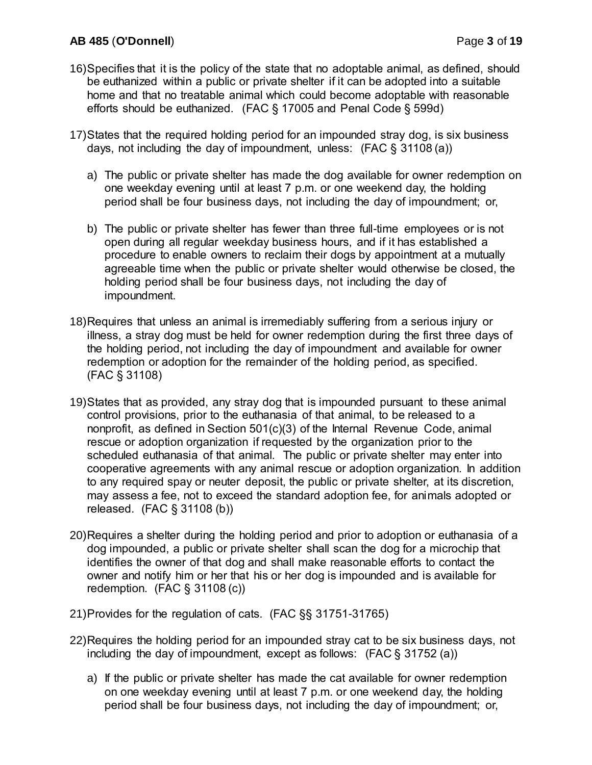16) Specifies that it is the policy of the state that no adoptable animal, as defined, should be euthanized within a public or private shelter if it can be adopted into a suitable home and that no treatable animal which could become adoptable with reasonable efforts should be euthanized. (FAC § 17005 and Penal Code § 599d)

17) States that the required holding period for an impounded stray dog, is six business days, not including the day of impoundment, unless: (FAC § 31108 (a))

    a) The public or private shelter has made the dog available for owner redemption on one weekday evening until at least 7 p.m. or one weekend day, the holding period shall be four business days, not including the day of impoundment; or,

    b) The public or private shelter has fewer than three full-time employees or is not open during all regular weekday business hours, and if it has established a procedure to enable owners to reclaim their dogs by appointment at a mutually agreeable time when the public or private shelter would otherwise be closed, the holding period shall be four business days, not including the day of impoundment.

18) Requires that unless an animal is irremediably suffering from a serious injury or illness, a stray dog must be held for owner redemption during the first three days of the holding period, not including the day of impoundment and available for owner redemption or adoption for the remainder of the holding period, as specified. (FAC § 31108)

19) States that as provided, any stray dog that is impounded pursuant to these animal control provisions, prior to the euthanasia of that animal, to be released to a nonprofit, as defined in Section 501(c)(3) of the Internal Revenue Code, animal rescue or adoption organization if requested by the organization prior to the scheduled euthanasia of that animal. The public or private shelter may enter into cooperative agreements with any animal rescue or adoption organization. In addition to any required spay or neuter deposit, the public or private shelter, at its discretion, may assess a fee, not to exceed the standard adoption fee, for animals adopted or released. (FAC § 31108 (b))

20) Requires a shelter during the holding period and prior to adoption or euthanasia of a dog impounded, a public or private shelter shall scan the dog for a microchip that identifies the owner of that dog and shall make reasonable efforts to contact the owner and notify him or her that his or her dog is impounded and is available for redemption. (FAC § 31108 (c))

21) Provides for the regulation of cats. (FAC §§ 31751-31765)

22) Requires the holding period for an impounded stray cat to be six business days, not including the day of impoundment, except as follows: (FAC § 31752 (a))

    a) If the public or private shelter has made the cat available for owner redemption on one weekday evening until at least 7 p.m. or one weekend day, the holding period shall be four business days, not including the day of impoundment; or,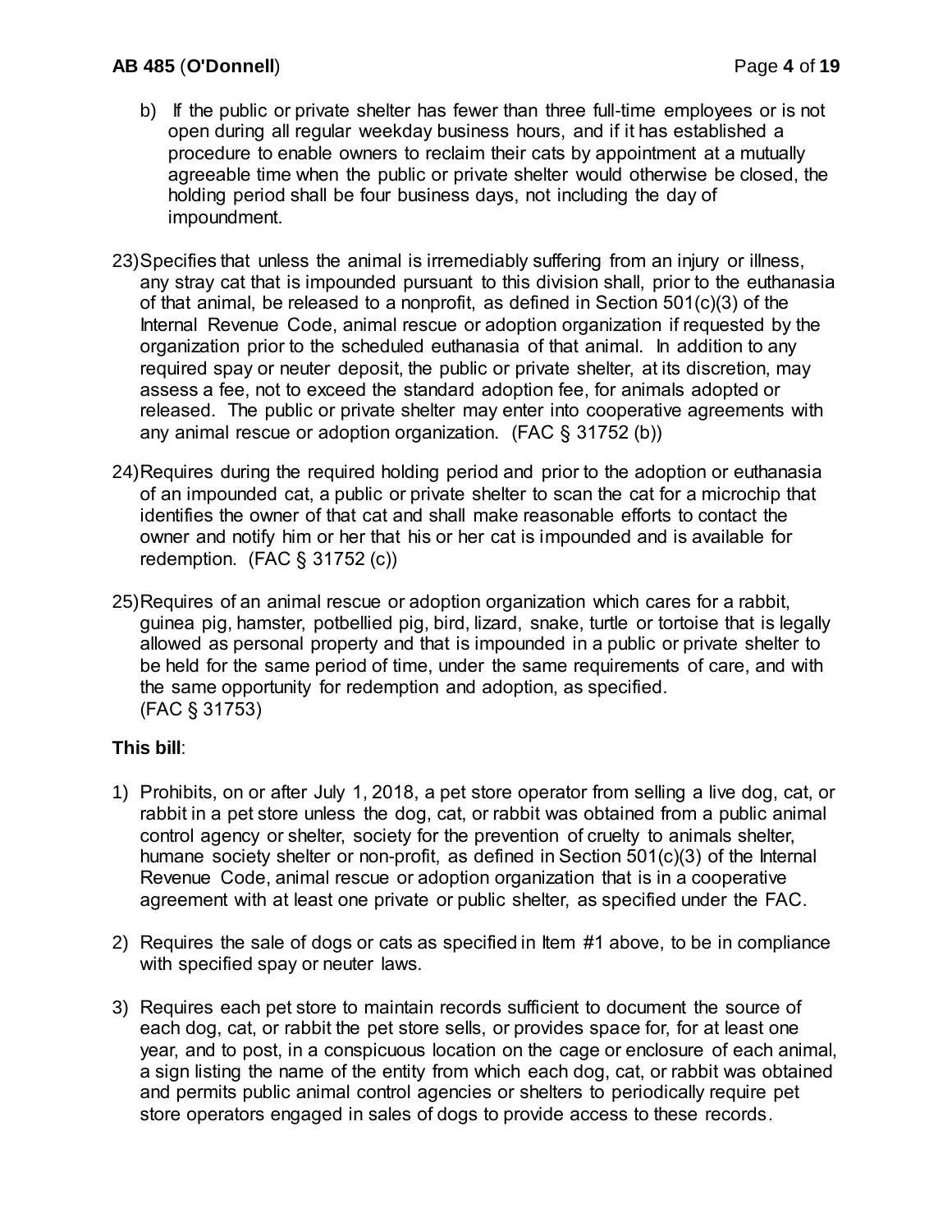b) If the public or private shelter has fewer than three full-time employees or is not open during all regular weekday business hours, and if it has established a procedure to enable owners to reclaim their cats by appointment at a mutually agreeable time when the public or private shelter would otherwise be closed, the holding period shall be four business days, not including the day of impoundment.

23) Specifies that unless the animal is irremediably suffering from an injury or illness, any stray cat that is impounded pursuant to this division shall, prior to the euthanasia of that animal, be released to a nonprofit, as defined in Section 501(c)(3) of the Internal Revenue Code, animal rescue or adoption organization if requested by the organization prior to the scheduled euthanasia of that animal. In addition to any required spay or neuter deposit, the public or private shelter, at its discretion, may assess a fee, not to exceed the standard adoption fee, for animals adopted or released. The public or private shelter may enter into cooperative agreements with any animal rescue or adoption organization. (FAC § 31752 (b))

24) Requires during the required holding period and prior to the adoption or euthanasia of an impounded cat, a public or private shelter to scan the cat for a microchip that identifies the owner of that cat and shall make reasonable efforts to contact the owner and notify him or her that his or her cat is impounded and is available for redemption. (FAC § 31752 (c))

25) Requires of an animal rescue or adoption organization which cares for a rabbit, guinea pig, hamster, potbellied pig, bird, lizard, snake, turtle or tortoise that is legally allowed as personal property and that is impounded in a public or private shelter to be held for the same period of time, under the same requirements of care, and with the same opportunity for redemption and adoption, as specified. (FAC § 31753)

**This bill**:

1) Prohibits, on or after July 1, 2018, a pet store operator from selling a live dog, cat, or rabbit in a pet store unless the dog, cat, or rabbit was obtained from a public animal control agency or shelter, society for the prevention of cruelty to animals shelter, humane society shelter or non-profit, as defined in Section 501(c)(3) of the Internal Revenue Code, animal rescue or adoption organization that is in a cooperative agreement with at least one private or public shelter, as specified under the FAC.

2) Requires the sale of dogs or cats as specified in Item #1 above, to be in compliance with specified spay or neuter laws.

3) Requires each pet store to maintain records sufficient to document the source of each dog, cat, or rabbit the pet store sells, or provides space for, for at least one year, and to post, in a conspicuous location on the cage or enclosure of each animal, a sign listing the name of the entity from which each dog, cat, or rabbit was obtained and permits public animal control agencies or shelters to periodically require pet store operators engaged in sales of dogs to provide access to these records.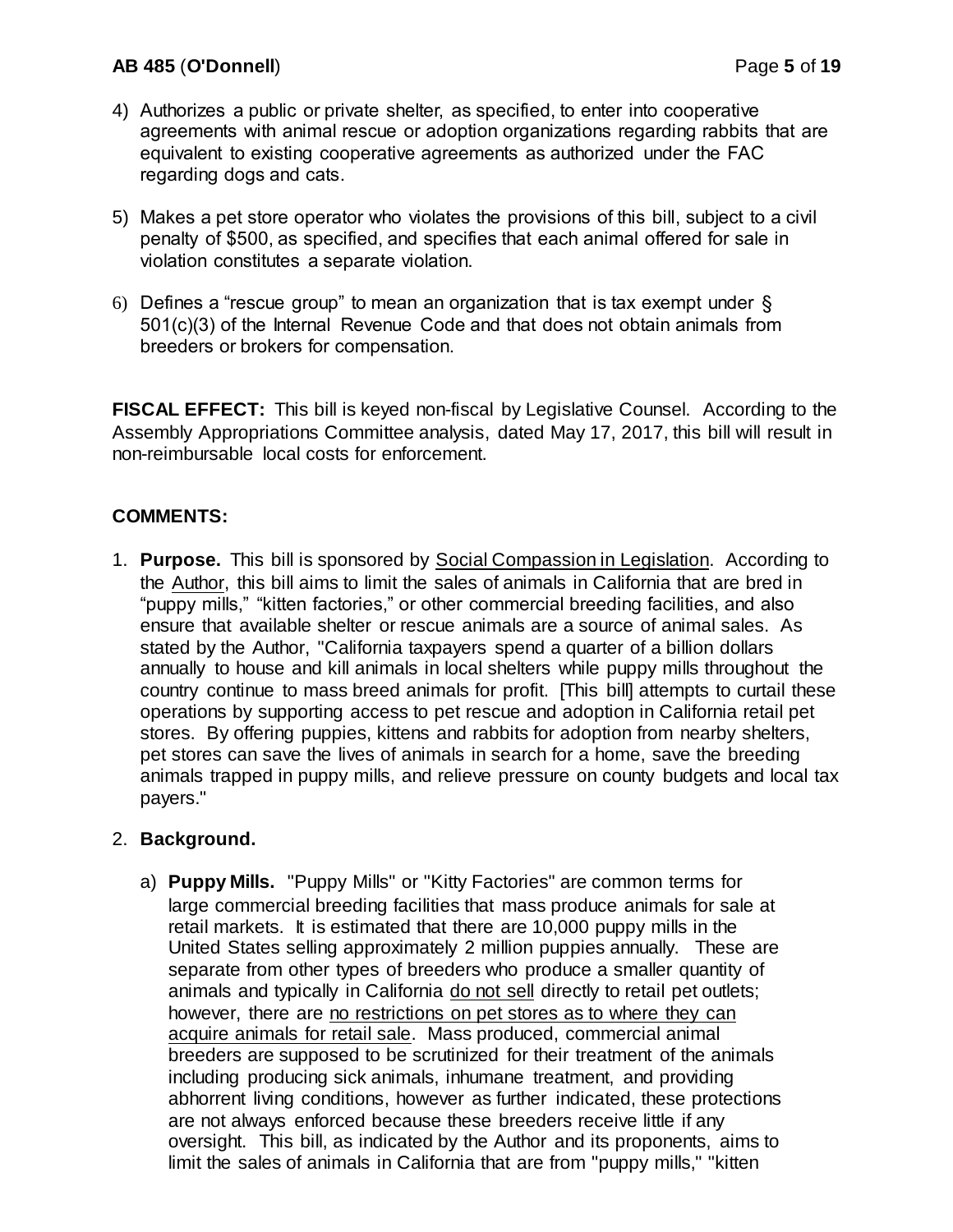4) Authorizes a public or private shelter, as specified, to enter into cooperative agreements with animal rescue or adoption organizations regarding rabbits that are equivalent to existing cooperative agreements as authorized under the FAC regarding dogs and cats.

5) Makes a pet store operator who violates the provisions of this bill, subject to a civil penalty of $500, as specified, and specifies that each animal offered for sale in violation constitutes a separate violation.

6) Defines a "rescue group" to mean an organization that is tax exempt under § 501(c)(3) of the Internal Revenue Code and that does not obtain animals from breeders or brokers for compensation.

**FISCAL EFFECT:** This bill is keyed non-fiscal by Legislative Counsel. According to the Assembly Appropriations Committee analysis, dated May 17, 2017, this bill will result in non-reimbursable local costs for enforcement.

**COMMENTS:**

1. **Purpose.** This bill is sponsored by Social Compassion in Legislation. According to the Author, this bill aims to limit the sales of animals in California that are bred in "puppy mills," "kitten factories," or other commercial breeding facilities, and also ensure that available shelter or rescue animals are a source of animal sales. As stated by the Author, "California taxpayers spend a quarter of a billion dollars annually to house and kill animals in local shelters while puppy mills throughout the country continue to mass breed animals for profit. [This bill] attempts to curtail these operations by supporting access to pet rescue and adoption in California retail pet stores. By offering puppies, kittens and rabbits for adoption from nearby shelters, pet stores can save the lives of animals in search for a home, save the breeding animals trapped in puppy mills, and relieve pressure on county budgets and local tax payers."

2. **Background.**

   a) **Puppy Mills.** "Puppy Mills" or "Kitty Factories" are common terms for large commercial breeding facilities that mass produce animals for sale at retail markets. It is estimated that there are 10,000 puppy mills in the United States selling approximately 2 million puppies annually. These are separate from other types of breeders who produce a smaller quantity of animals and typically in California do not sell directly to retail pet outlets; however, there are no restrictions on pet stores as to where they can acquire animals for retail sale. Mass produced, commercial animal breeders are supposed to be scrutinized for their treatment of the animals including producing sick animals, inhumane treatment, and providing abhorrent living conditions, however as further indicated, these protections are not always enforced because these breeders receive little if any oversight. This bill, as indicated by the Author and its proponents, aims to limit the sales of animals in California that are from "puppy mills," "kitten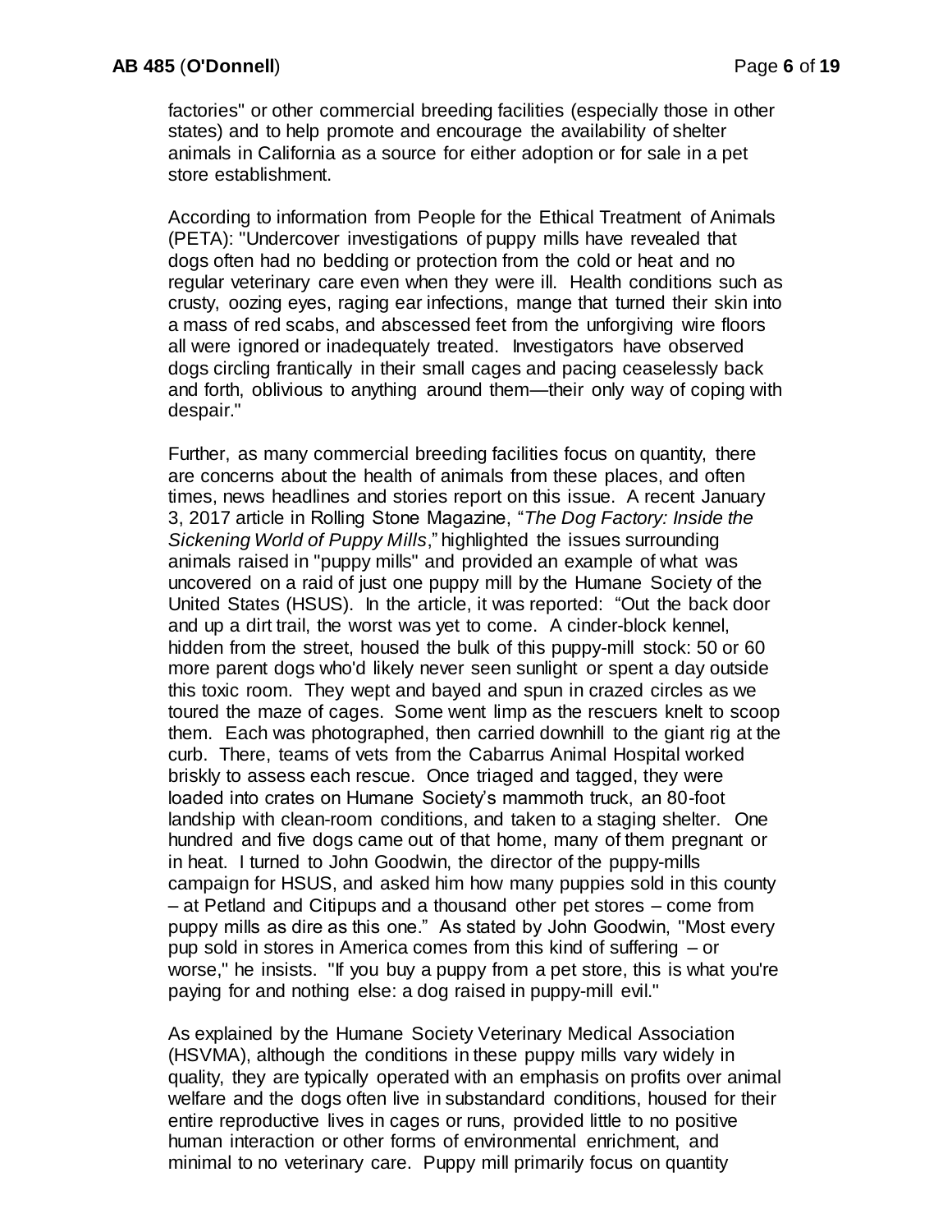factories" or other commercial breeding facilities (especially those in other states) and to help promote and encourage the availability of shelter animals in California as a source for either adoption or for sale in a pet store establishment.

According to information from People for the Ethical Treatment of Animals (PETA): "Undercover investigations of puppy mills have revealed that dogs often had no bedding or protection from the cold or heat and no regular veterinary care even when they were ill. Health conditions such as crusty, oozing eyes, raging ear infections, mange that turned their skin into a mass of red scabs, and abscessed feet from the unforgiving wire floors all were ignored or inadequately treated. Investigators have observed dogs circling frantically in their small cages and pacing ceaselessly back and forth, oblivious to anything around them—their only way of coping with despair."

Further, as many commercial breeding facilities focus on quantity, there are concerns about the health of animals from these places, and often times, news headlines and stories report on this issue. A recent January 3, 2017 article in Rolling Stone Magazine, "*The Dog Factory: Inside the Sickening World of Puppy Mills*," highlighted the issues surrounding animals raised in "puppy mills" and provided an example of what was uncovered on a raid of just one puppy mill by the Humane Society of the United States (HSUS). In the article, it was reported: "Out the back door and up a dirt trail, the worst was yet to come. A cinder-block kennel, hidden from the street, housed the bulk of this puppy-mill stock: 50 or 60 more parent dogs who'd likely never seen sunlight or spent a day outside this toxic room. They wept and bayed and spun in crazed circles as we toured the maze of cages. Some went limp as the rescuers knelt to scoop them. Each was photographed, then carried downhill to the giant rig at the curb. There, teams of vets from the Cabarrus Animal Hospital worked briskly to assess each rescue. Once triaged and tagged, they were loaded into crates on Humane Society's mammoth truck, an 80-foot landship with clean-room conditions, and taken to a staging shelter. One hundred and five dogs came out of that home, many of them pregnant or in heat. I turned to John Goodwin, the director of the puppy-mills campaign for HSUS, and asked him how many puppies sold in this county – at Petland and Citipups and a thousand other pet stores – come from puppy mills as dire as this one." As stated by John Goodwin, "Most every pup sold in stores in America comes from this kind of suffering – or worse," he insists. "If you buy a puppy from a pet store, this is what you're paying for and nothing else: a dog raised in puppy-mill evil."

As explained by the Humane Society Veterinary Medical Association (HSVMA), although the conditions in these puppy mills vary widely in quality, they are typically operated with an emphasis on profits over animal welfare and the dogs often live in substandard conditions, housed for their entire reproductive lives in cages or runs, provided little to no positive human interaction or other forms of environmental enrichment, and minimal to no veterinary care. Puppy mill primarily focus on quantity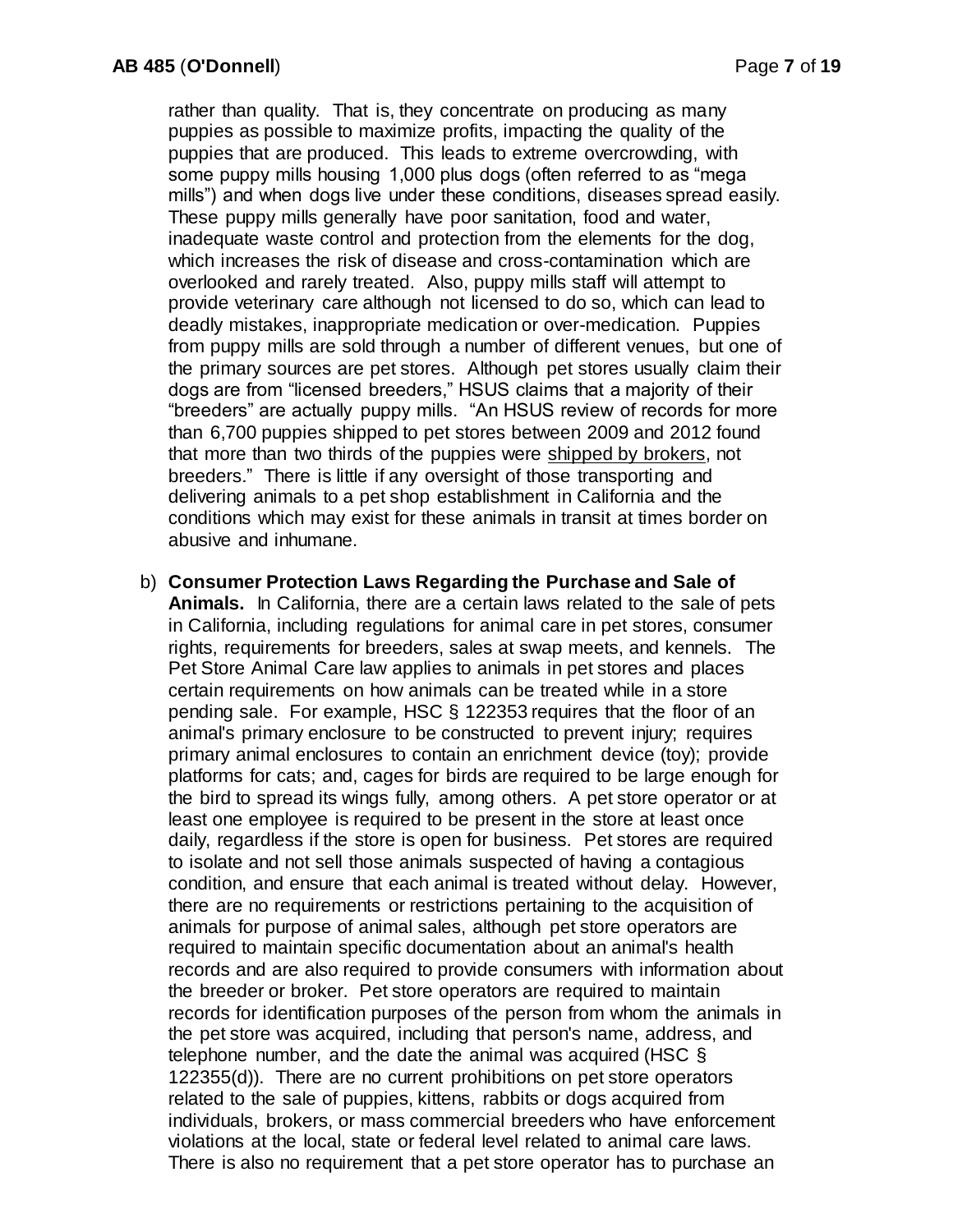rather than quality. That is, they concentrate on producing as many puppies as possible to maximize profits, impacting the quality of the puppies that are produced. This leads to extreme overcrowding, with some puppy mills housing 1,000 plus dogs (often referred to as "mega mills") and when dogs live under these conditions, diseases spread easily. These puppy mills generally have poor sanitation, food and water, inadequate waste control and protection from the elements for the dog, which increases the risk of disease and cross-contamination which are overlooked and rarely treated. Also, puppy mills staff will attempt to provide veterinary care although not licensed to do so, which can lead to deadly mistakes, inappropriate medication or over-medication. Puppies from puppy mills are sold through a number of different venues, but one of the primary sources are pet stores. Although pet stores usually claim their dogs are from "licensed breeders," HSUS claims that a majority of their "breeders" are actually puppy mills. "An HSUS review of records for more than 6,700 puppies shipped to pet stores between 2009 and 2012 found that more than two thirds of the puppies were shipped by brokers, not breeders." There is little if any oversight of those transporting and delivering animals to a pet shop establishment in California and the conditions which may exist for these animals in transit at times border on abusive and inhumane.

b) **Consumer Protection Laws Regarding the Purchase and Sale of Animals.** In California, there are a certain laws related to the sale of pets in California, including regulations for animal care in pet stores, consumer rights, requirements for breeders, sales at swap meets, and kennels. The Pet Store Animal Care law applies to animals in pet stores and places certain requirements on how animals can be treated while in a store pending sale. For example, HSC § 122353 requires that the floor of an animal's primary enclosure to be constructed to prevent injury; requires primary animal enclosures to contain an enrichment device (toy); provide platforms for cats; and, cages for birds are required to be large enough for the bird to spread its wings fully, among others. A pet store operator or at least one employee is required to be present in the store at least once daily, regardless if the store is open for business. Pet stores are required to isolate and not sell those animals suspected of having a contagious condition, and ensure that each animal is treated without delay. However, there are no requirements or restrictions pertaining to the acquisition of animals for purpose of animal sales, although pet store operators are required to maintain specific documentation about an animal's health records and are also required to provide consumers with information about the breeder or broker. Pet store operators are required to maintain records for identification purposes of the person from whom the animals in the pet store was acquired, including that person's name, address, and telephone number, and the date the animal was acquired (HSC § 122355(d)). There are no current prohibitions on pet store operators related to the sale of puppies, kittens, rabbits or dogs acquired from individuals, brokers, or mass commercial breeders who have enforcement violations at the local, state or federal level related to animal care laws. There is also no requirement that a pet store operator has to purchase an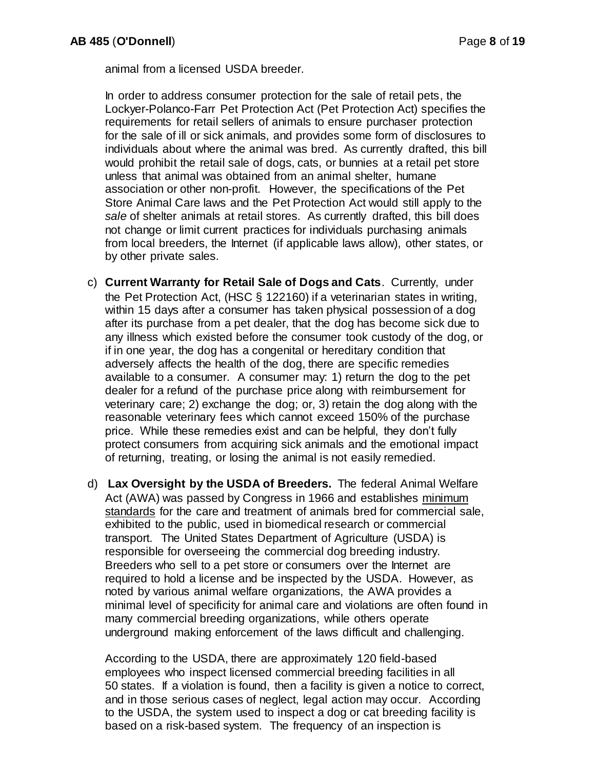animal from a licensed USDA breeder.

In order to address consumer protection for the sale of retail pets, the Lockyer-Polanco-Farr Pet Protection Act (Pet Protection Act) specifies the requirements for retail sellers of animals to ensure purchaser protection for the sale of ill or sick animals, and provides some form of disclosures to individuals about where the animal was bred. As currently drafted, this bill would prohibit the retail sale of dogs, cats, or bunnies at a retail pet store unless that animal was obtained from an animal shelter, humane association or other non-profit. However, the specifications of the Pet Store Animal Care laws and the Pet Protection Act would still apply to the *sale* of shelter animals at retail stores. As currently drafted, this bill does not change or limit current practices for individuals purchasing animals from local breeders, the Internet (if applicable laws allow), other states, or by other private sales.

c) **Current Warranty for Retail Sale of Dogs and Cats**. Currently, under the Pet Protection Act, (HSC § 122160) if a veterinarian states in writing, within 15 days after a consumer has taken physical possession of a dog after its purchase from a pet dealer, that the dog has become sick due to any illness which existed before the consumer took custody of the dog, or if in one year, the dog has a congenital or hereditary condition that adversely affects the health of the dog, there are specific remedies available to a consumer. A consumer may: 1) return the dog to the pet dealer for a refund of the purchase price along with reimbursement for veterinary care; 2) exchange the dog; or, 3) retain the dog along with the reasonable veterinary fees which cannot exceed 150% of the purchase price. While these remedies exist and can be helpful, they don't fully protect consumers from acquiring sick animals and the emotional impact of returning, treating, or losing the animal is not easily remedied.

d) **Lax Oversight by the USDA of Breeders.** The federal Animal Welfare Act (AWA) was passed by Congress in 1966 and establishes minimum standards for the care and treatment of animals bred for commercial sale, exhibited to the public, used in biomedical research or commercial transport. The United States Department of Agriculture (USDA) is responsible for overseeing the commercial dog breeding industry. Breeders who sell to a pet store or consumers over the Internet are required to hold a license and be inspected by the USDA. However, as noted by various animal welfare organizations, the AWA provides a minimal level of specificity for animal care and violations are often found in many commercial breeding organizations, while others operate underground making enforcement of the laws difficult and challenging.

According to the USDA, there are approximately 120 field-based employees who inspect licensed commercial breeding facilities in all 50 states. If a violation is found, then a facility is given a notice to correct, and in those serious cases of neglect, legal action may occur. According to the USDA, the system used to inspect a dog or cat breeding facility is based on a risk-based system. The frequency of an inspection is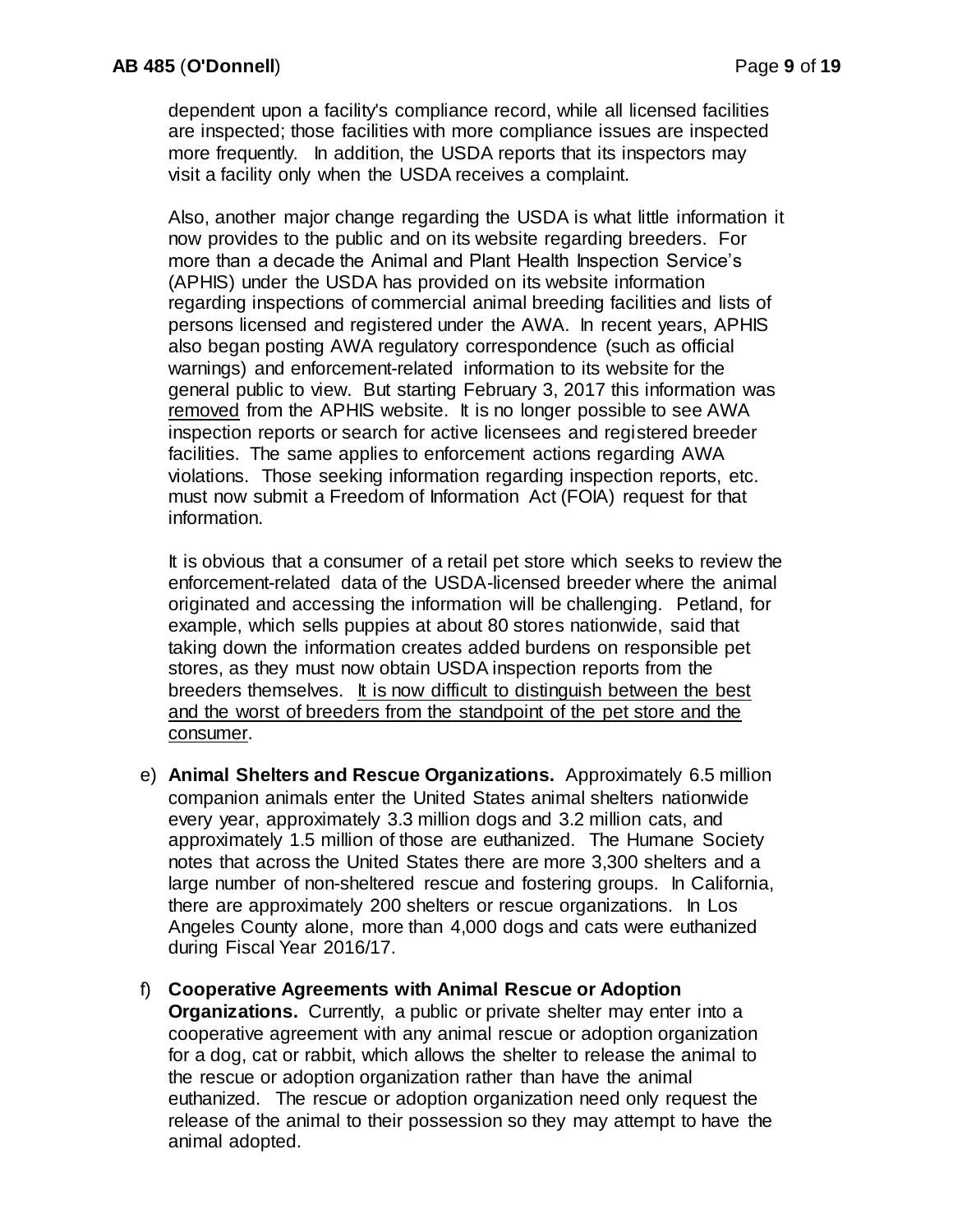dependent upon a facility's compliance record, while all licensed facilities are inspected; those facilities with more compliance issues are inspected more frequently. In addition, the USDA reports that its inspectors may visit a facility only when the USDA receives a complaint.

Also, another major change regarding the USDA is what little information it now provides to the public and on its website regarding breeders. For more than a decade the Animal and Plant Health Inspection Service's (APHIS) under the USDA has provided on its website information regarding inspections of commercial animal breeding facilities and lists of persons licensed and registered under the AWA. In recent years, APHIS also began posting AWA regulatory correspondence (such as official warnings) and enforcement-related information to its website for the general public to view. But starting February 3, 2017 this information was removed from the APHIS website. It is no longer possible to see AWA inspection reports or search for active licensees and registered breeder facilities. The same applies to enforcement actions regarding AWA violations. Those seeking information regarding inspection reports, etc. must now submit a Freedom of Information Act (FOIA) request for that information.

It is obvious that a consumer of a retail pet store which seeks to review the enforcement-related data of the USDA-licensed breeder where the animal originated and accessing the information will be challenging. Petland, for example, which sells puppies at about 80 stores nationwide, said that taking down the information creates added burdens on responsible pet stores, as they must now obtain USDA inspection reports from the breeders themselves. It is now difficult to distinguish between the best and the worst of breeders from the standpoint of the pet store and the consumer.

e) **Animal Shelters and Rescue Organizations.** Approximately 6.5 million companion animals enter the United States animal shelters nationwide every year, approximately 3.3 million dogs and 3.2 million cats, and approximately 1.5 million of those are euthanized. The Humane Society notes that across the United States there are more 3,300 shelters and a large number of non-sheltered rescue and fostering groups. In California, there are approximately 200 shelters or rescue organizations. In Los Angeles County alone, more than 4,000 dogs and cats were euthanized during Fiscal Year 2016/17.

f) **Cooperative Agreements with Animal Rescue or Adoption Organizations.** Currently, a public or private shelter may enter into a cooperative agreement with any animal rescue or adoption organization for a dog, cat or rabbit, which allows the shelter to release the animal to the rescue or adoption organization rather than have the animal euthanized. The rescue or adoption organization need only request the release of the animal to their possession so they may attempt to have the animal adopted.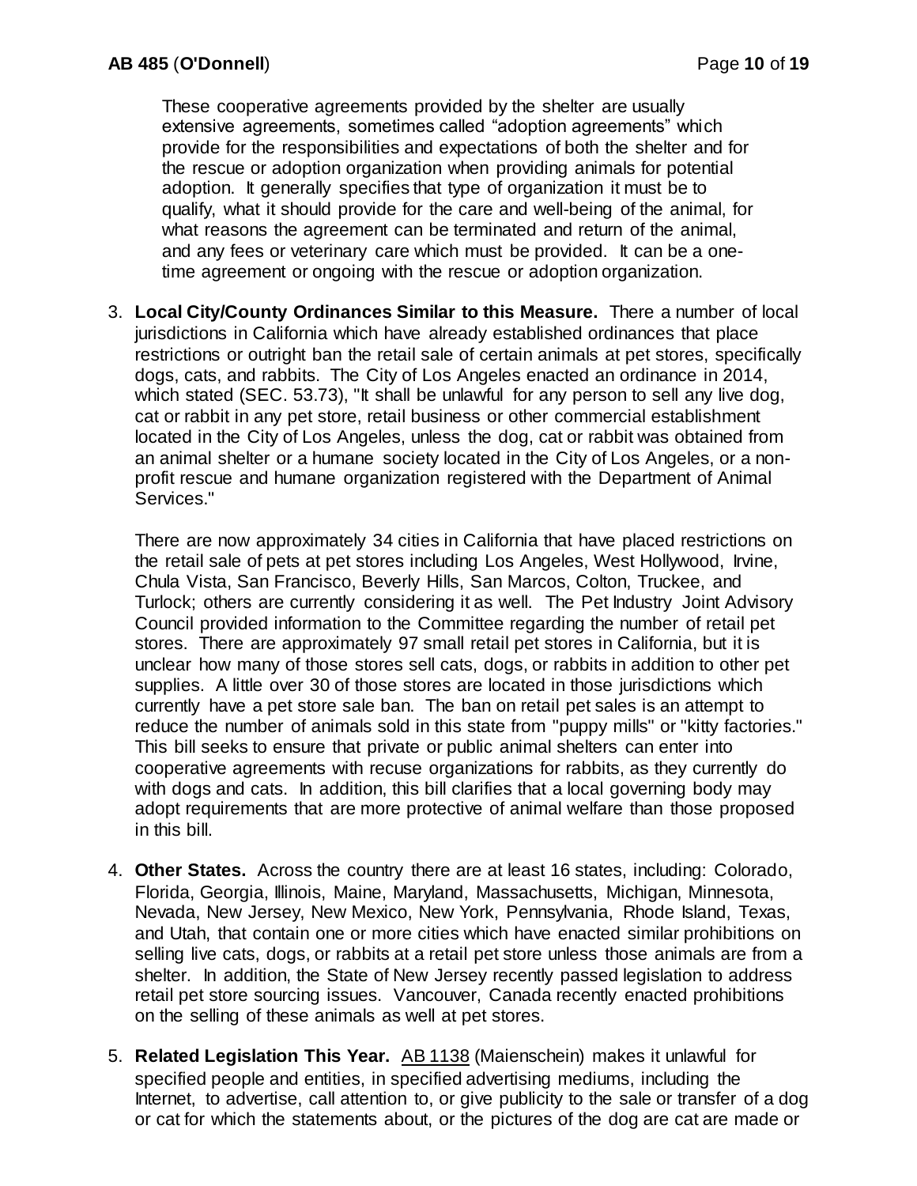These cooperative agreements provided by the shelter are usually extensive agreements, sometimes called "adoption agreements" which provide for the responsibilities and expectations of both the shelter and for the rescue or adoption organization when providing animals for potential adoption. It generally specifies that type of organization it must be to qualify, what it should provide for the care and well-being of the animal, for what reasons the agreement can be terminated and return of the animal, and any fees or veterinary care which must be provided. It can be a one-time agreement or ongoing with the rescue or adoption organization.

3. **Local City/County Ordinances Similar to this Measure.** There a number of local jurisdictions in California which have already established ordinances that place restrictions or outright ban the retail sale of certain animals at pet stores, specifically dogs, cats, and rabbits. The City of Los Angeles enacted an ordinance in 2014, which stated (SEC. 53.73), "It shall be unlawful for any person to sell any live dog, cat or rabbit in any pet store, retail business or other commercial establishment located in the City of Los Angeles, unless the dog, cat or rabbit was obtained from an animal shelter or a humane society located in the City of Los Angeles, or a non-profit rescue and humane organization registered with the Department of Animal Services."

   There are now approximately 34 cities in California that have placed restrictions on the retail sale of pets at pet stores including Los Angeles, West Hollywood, Irvine, Chula Vista, San Francisco, Beverly Hills, San Marcos, Colton, Truckee, and Turlock; others are currently considering it as well. The Pet Industry Joint Advisory Council provided information to the Committee regarding the number of retail pet stores. There are approximately 97 small retail pet stores in California, but it is unclear how many of those stores sell cats, dogs, or rabbits in addition to other pet supplies. A little over 30 of those stores are located in those jurisdictions which currently have a pet store sale ban. The ban on retail pet sales is an attempt to reduce the number of animals sold in this state from "puppy mills" or "kitty factories." This bill seeks to ensure that private or public animal shelters can enter into cooperative agreements with recuse organizations for rabbits, as they currently do with dogs and cats. In addition, this bill clarifies that a local governing body may adopt requirements that are more protective of animal welfare than those proposed in this bill.

4. **Other States.** Across the country there are at least 16 states, including: Colorado, Florida, Georgia, Illinois, Maine, Maryland, Massachusetts, Michigan, Minnesota, Nevada, New Jersey, New Mexico, New York, Pennsylvania, Rhode Island, Texas, and Utah, that contain one or more cities which have enacted similar prohibitions on selling live cats, dogs, or rabbits at a retail pet store unless those animals are from a shelter. In addition, the State of New Jersey recently passed legislation to address retail pet store sourcing issues. Vancouver, Canada recently enacted prohibitions on the selling of these animals as well at pet stores.

5. **Related Legislation This Year.** AB 1138 (Maienschein) makes it unlawful for specified people and entities, in specified advertising mediums, including the Internet, to advertise, call attention to, or give publicity to the sale or transfer of a dog or cat for which the statements about, or the pictures of the dog are cat are made or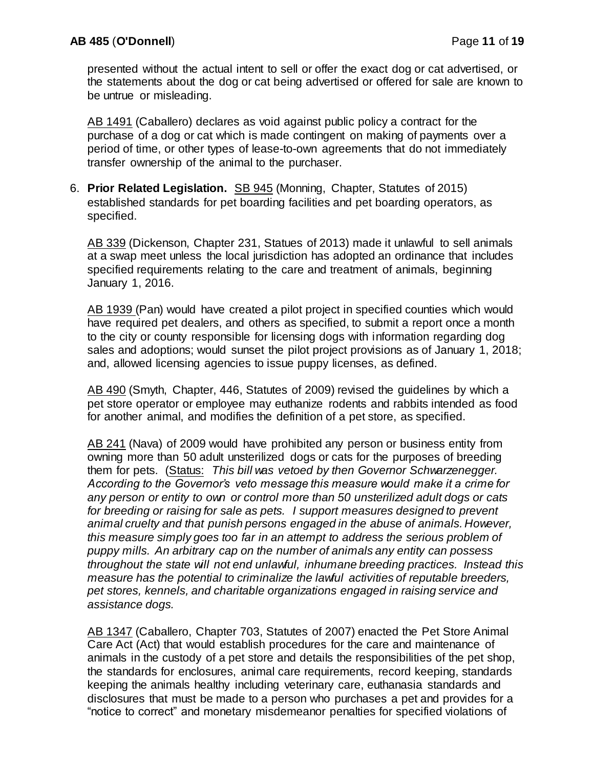presented without the actual intent to sell or offer the exact dog or cat advertised, or the statements about the dog or cat being advertised or offered for sale are known to be untrue or misleading.

AB 1491 (Caballero) declares as void against public policy a contract for the purchase of a dog or cat which is made contingent on making of payments over a period of time, or other types of lease-to-own agreements that do not immediately transfer ownership of the animal to the purchaser.

6. **Prior Related Legislation.** SB 945 (Monning, Chapter, Statutes of 2015) established standards for pet boarding facilities and pet boarding operators, as specified.

   AB 339 (Dickenson, Chapter 231, Statues of 2013) made it unlawful to sell animals at a swap meet unless the local jurisdiction has adopted an ordinance that includes specified requirements relating to the care and treatment of animals, beginning January 1, 2016.

   AB 1939 (Pan) would have created a pilot project in specified counties which would have required pet dealers, and others as specified, to submit a report once a month to the city or county responsible for licensing dogs with information regarding dog sales and adoptions; would sunset the pilot project provisions as of January 1, 2018; and, allowed licensing agencies to issue puppy licenses, as defined.

   AB 490 (Smyth, Chapter, 446, Statutes of 2009) revised the guidelines by which a pet store operator or employee may euthanize rodents and rabbits intended as food for another animal, and modifies the definition of a pet store, as specified.

   AB 241 (Nava) of 2009 would have prohibited any person or business entity from owning more than 50 adult unsterilized dogs or cats for the purposes of breeding them for pets. (Status: *This bill was vetoed by then Governor Schwarzenegger. According to the Governor's veto message this measure would make it a crime for any person or entity to own or control more than 50 unsterilized adult dogs or cats for breeding or raising for sale as pets. I support measures designed to prevent animal cruelty and that punish persons engaged in the abuse of animals. However, this measure simply goes too far in an attempt to address the serious problem of puppy mills. An arbitrary cap on the number of animals any entity can possess throughout the state will not end unlawful, inhumane breeding practices. Instead this measure has the potential to criminalize the lawful activities of reputable breeders, pet stores, kennels, and charitable organizations engaged in raising service and assistance dogs.*

   AB 1347 (Caballero, Chapter 703, Statutes of 2007) enacted the Pet Store Animal Care Act (Act) that would establish procedures for the care and maintenance of animals in the custody of a pet store and details the responsibilities of the pet shop, the standards for enclosures, animal care requirements, record keeping, standards keeping the animals healthy including veterinary care, euthanasia standards and disclosures that must be made to a person who purchases a pet and provides for a "notice to correct" and monetary misdemeanor penalties for specified violations of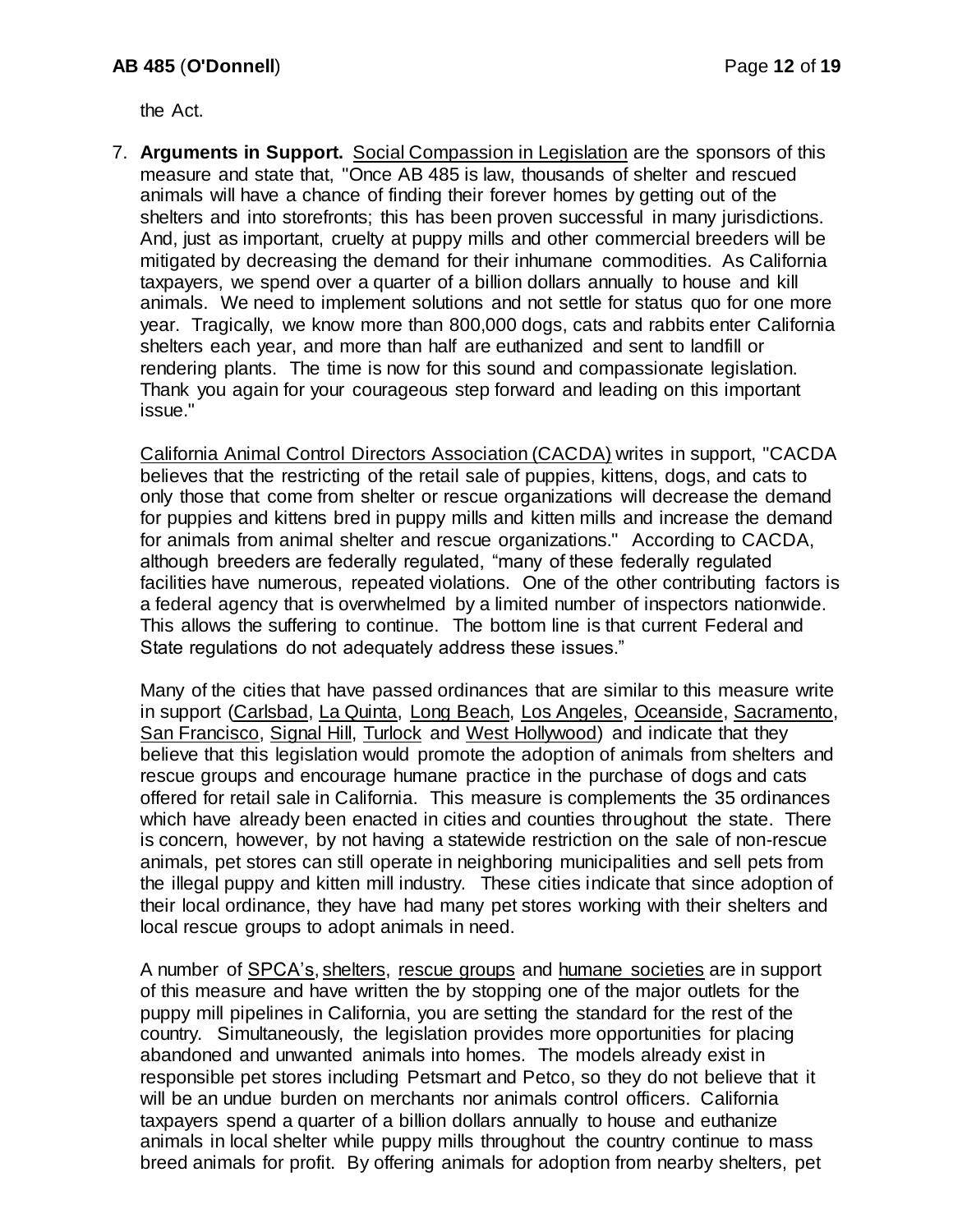the Act.

7. **Arguments in Support.** Social Compassion in Legislation are the sponsors of this measure and state that, "Once AB 485 is law, thousands of shelter and rescued animals will have a chance of finding their forever homes by getting out of the shelters and into storefronts; this has been proven successful in many jurisdictions. And, just as important, cruelty at puppy mills and other commercial breeders will be mitigated by decreasing the demand for their inhumane commodities. As California taxpayers, we spend over a quarter of a billion dollars annually to house and kill animals. We need to implement solutions and not settle for status quo for one more year. Tragically, we know more than 800,000 dogs, cats and rabbits enter California shelters each year, and more than half are euthanized and sent to landfill or rendering plants. The time is now for this sound and compassionate legislation. Thank you again for your courageous step forward and leading on this important issue."

   California Animal Control Directors Association (CACDA) writes in support, "CACDA believes that the restricting of the retail sale of puppies, kittens, dogs, and cats to only those that come from shelter or rescue organizations will decrease the demand for puppies and kittens bred in puppy mills and kitten mills and increase the demand for animals from animal shelter and rescue organizations." According to CACDA, although breeders are federally regulated, "many of these federally regulated facilities have numerous, repeated violations. One of the other contributing factors is a federal agency that is overwhelmed by a limited number of inspectors nationwide. This allows the suffering to continue. The bottom line is that current Federal and State regulations do not adequately address these issues."

   Many of the cities that have passed ordinances that are similar to this measure write in support (Carlsbad, La Quinta, Long Beach, Los Angeles, Oceanside, Sacramento, San Francisco, Signal Hill, Turlock and West Hollywood) and indicate that they believe that this legislation would promote the adoption of animals from shelters and rescue groups and encourage humane practice in the purchase of dogs and cats offered for retail sale in California. This measure is complements the 35 ordinances which have already been enacted in cities and counties throughout the state. There is concern, however, by not having a statewide restriction on the sale of non-rescue animals, pet stores can still operate in neighboring municipalities and sell pets from the illegal puppy and kitten mill industry. These cities indicate that since adoption of their local ordinance, they have had many pet stores working with their shelters and local rescue groups to adopt animals in need.

   A number of SPCA's, shelters, rescue groups and humane societies are in support of this measure and have written the by stopping one of the major outlets for the puppy mill pipelines in California, you are setting the standard for the rest of the country. Simultaneously, the legislation provides more opportunities for placing abandoned and unwanted animals into homes. The models already exist in responsible pet stores including Petsmart and Petco, so they do not believe that it will be an undue burden on merchants nor animals control officers. California taxpayers spend a quarter of a billion dollars annually to house and euthanize animals in local shelter while puppy mills throughout the country continue to mass breed animals for profit. By offering animals for adoption from nearby shelters, pet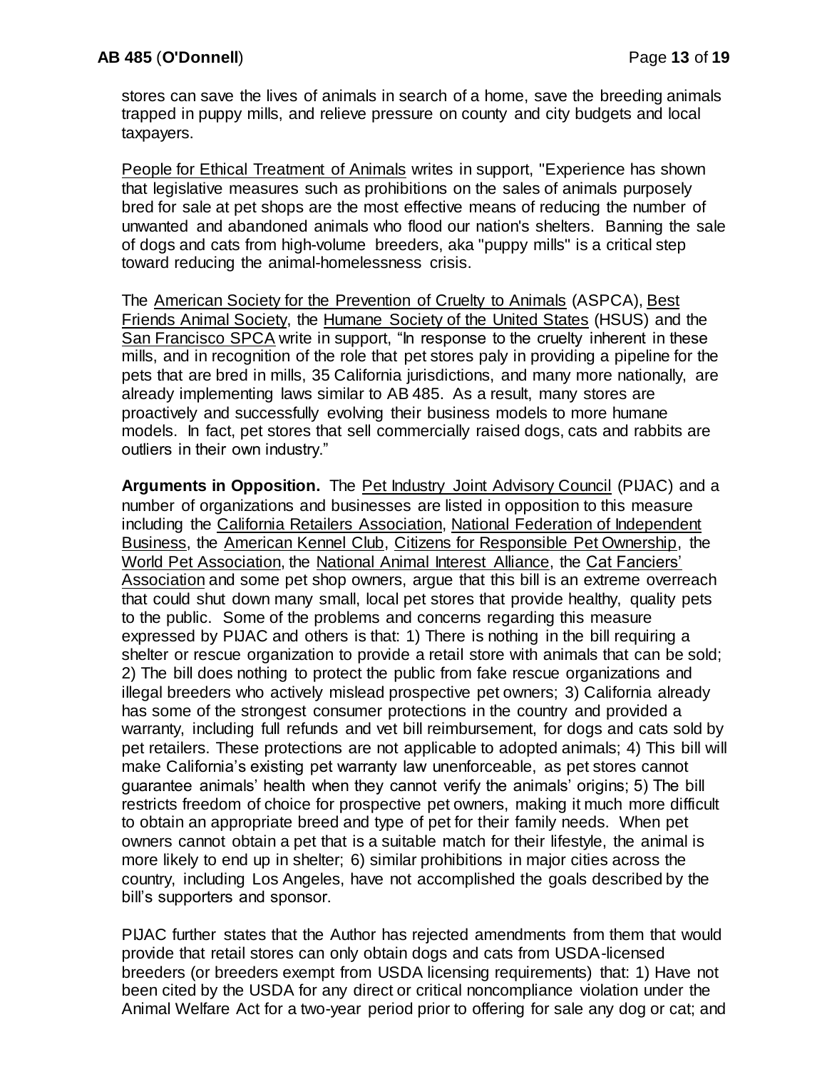stores can save the lives of animals in search of a home, save the breeding animals trapped in puppy mills, and relieve pressure on county and city budgets and local taxpayers.

People for Ethical Treatment of Animals writes in support, "Experience has shown that legislative measures such as prohibitions on the sales of animals purposely bred for sale at pet shops are the most effective means of reducing the number of unwanted and abandoned animals who flood our nation's shelters. Banning the sale of dogs and cats from high-volume breeders, aka "puppy mills" is a critical step toward reducing the animal-homelessness crisis.

The American Society for the Prevention of Cruelty to Animals (ASPCA), Best Friends Animal Society, the Humane Society of the United States (HSUS) and the San Francisco SPCA write in support, "In response to the cruelty inherent in these mills, and in recognition of the role that pet stores paly in providing a pipeline for the pets that are bred in mills, 35 California jurisdictions, and many more nationally, are already implementing laws similar to AB 485. As a result, many stores are proactively and successfully evolving their business models to more humane models. In fact, pet stores that sell commercially raised dogs, cats and rabbits are outliers in their own industry."

**Arguments in Opposition.** The Pet Industry Joint Advisory Council (PIJAC) and a number of organizations and businesses are listed in opposition to this measure including the California Retailers Association, National Federation of Independent Business, the American Kennel Club, Citizens for Responsible Pet Ownership, the World Pet Association, the National Animal Interest Alliance, the Cat Fanciers' Association and some pet shop owners, argue that this bill is an extreme overreach that could shut down many small, local pet stores that provide healthy, quality pets to the public. Some of the problems and concerns regarding this measure expressed by PIJAC and others is that: 1) There is nothing in the bill requiring a shelter or rescue organization to provide a retail store with animals that can be sold; 2) The bill does nothing to protect the public from fake rescue organizations and illegal breeders who actively mislead prospective pet owners; 3) California already has some of the strongest consumer protections in the country and provided a warranty, including full refunds and vet bill reimbursement, for dogs and cats sold by pet retailers. These protections are not applicable to adopted animals; 4) This bill will make California's existing pet warranty law unenforceable, as pet stores cannot guarantee animals' health when they cannot verify the animals' origins; 5) The bill restricts freedom of choice for prospective pet owners, making it much more difficult to obtain an appropriate breed and type of pet for their family needs. When pet owners cannot obtain a pet that is a suitable match for their lifestyle, the animal is more likely to end up in shelter; 6) similar prohibitions in major cities across the country, including Los Angeles, have not accomplished the goals described by the bill's supporters and sponsor.

PIJAC further states that the Author has rejected amendments from them that would provide that retail stores can only obtain dogs and cats from USDA-licensed breeders (or breeders exempt from USDA licensing requirements) that: 1) Have not been cited by the USDA for any direct or critical noncompliance violation under the Animal Welfare Act for a two-year period prior to offering for sale any dog or cat; and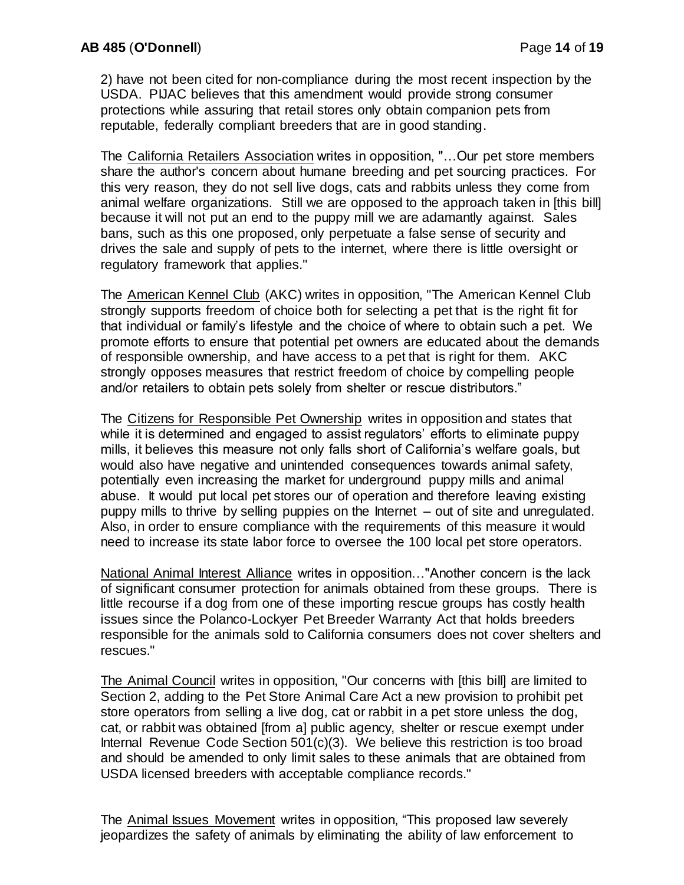2) have not been cited for non-compliance during the most recent inspection by the USDA. PIJAC believes that this amendment would provide strong consumer protections while assuring that retail stores only obtain companion pets from reputable, federally compliant breeders that are in good standing.

The California Retailers Association writes in opposition, "…Our pet store members share the author's concern about humane breeding and pet sourcing practices. For this very reason, they do not sell live dogs, cats and rabbits unless they come from animal welfare organizations. Still we are opposed to the approach taken in [this bill] because it will not put an end to the puppy mill we are adamantly against. Sales bans, such as this one proposed, only perpetuate a false sense of security and drives the sale and supply of pets to the internet, where there is little oversight or regulatory framework that applies."

The American Kennel Club (AKC) writes in opposition, "The American Kennel Club strongly supports freedom of choice both for selecting a pet that is the right fit for that individual or family's lifestyle and the choice of where to obtain such a pet. We promote efforts to ensure that potential pet owners are educated about the demands of responsible ownership, and have access to a pet that is right for them. AKC strongly opposes measures that restrict freedom of choice by compelling people and/or retailers to obtain pets solely from shelter or rescue distributors."

The Citizens for Responsible Pet Ownership writes in opposition and states that while it is determined and engaged to assist regulators' efforts to eliminate puppy mills, it believes this measure not only falls short of California's welfare goals, but would also have negative and unintended consequences towards animal safety, potentially even increasing the market for underground puppy mills and animal abuse. It would put local pet stores our of operation and therefore leaving existing puppy mills to thrive by selling puppies on the Internet – out of site and unregulated. Also, in order to ensure compliance with the requirements of this measure it would need to increase its state labor force to oversee the 100 local pet store operators.

National Animal Interest Alliance writes in opposition…"Another concern is the lack of significant consumer protection for animals obtained from these groups. There is little recourse if a dog from one of these importing rescue groups has costly health issues since the Polanco-Lockyer Pet Breeder Warranty Act that holds breeders responsible for the animals sold to California consumers does not cover shelters and rescues."

The Animal Council writes in opposition, "Our concerns with [this bill] are limited to Section 2, adding to the Pet Store Animal Care Act a new provision to prohibit pet store operators from selling a live dog, cat or rabbit in a pet store unless the dog, cat, or rabbit was obtained [from a] public agency, shelter or rescue exempt under Internal Revenue Code Section 501(c)(3). We believe this restriction is too broad and should be amended to only limit sales to these animals that are obtained from USDA licensed breeders with acceptable compliance records."

The Animal Issues Movement writes in opposition, "This proposed law severely jeopardizes the safety of animals by eliminating the ability of law enforcement to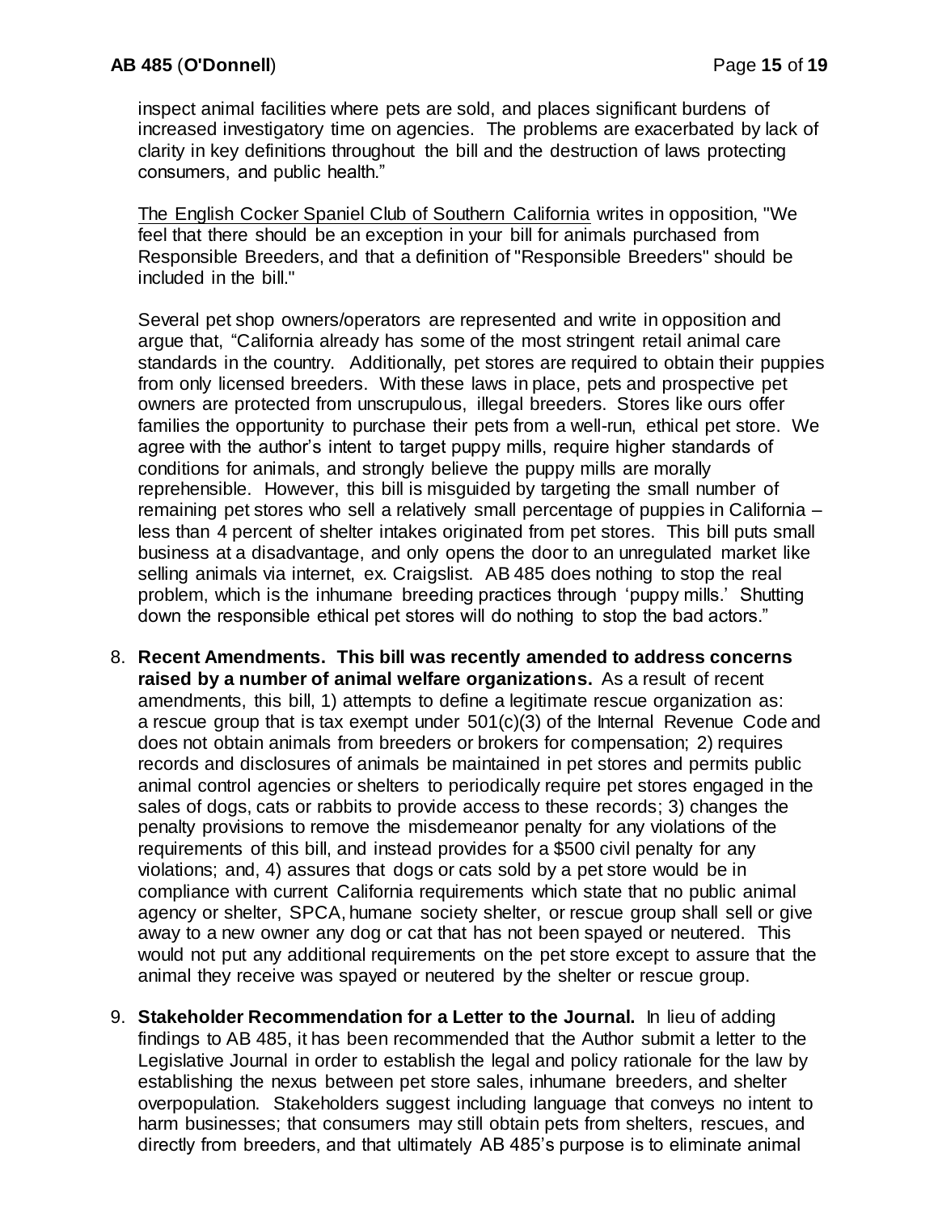inspect animal facilities where pets are sold, and places significant burdens of increased investigatory time on agencies. The problems are exacerbated by lack of clarity in key definitions throughout the bill and the destruction of laws protecting consumers, and public health."

The English Cocker Spaniel Club of Southern California writes in opposition, "We feel that there should be an exception in your bill for animals purchased from Responsible Breeders, and that a definition of "Responsible Breeders" should be included in the bill."

Several pet shop owners/operators are represented and write in opposition and argue that, "California already has some of the most stringent retail animal care standards in the country. Additionally, pet stores are required to obtain their puppies from only licensed breeders. With these laws in place, pets and prospective pet owners are protected from unscrupulous, illegal breeders. Stores like ours offer families the opportunity to purchase their pets from a well-run, ethical pet store. We agree with the author's intent to target puppy mills, require higher standards of conditions for animals, and strongly believe the puppy mills are morally reprehensible. However, this bill is misguided by targeting the small number of remaining pet stores who sell a relatively small percentage of puppies in California – less than 4 percent of shelter intakes originated from pet stores. This bill puts small business at a disadvantage, and only opens the door to an unregulated market like selling animals via internet, ex. Craigslist. AB 485 does nothing to stop the real problem, which is the inhumane breeding practices through 'puppy mills.' Shutting down the responsible ethical pet stores will do nothing to stop the bad actors."

8. **Recent Amendments. This bill was recently amended to address concerns raised by a number of animal welfare organizations.** As a result of recent amendments, this bill, 1) attempts to define a legitimate rescue organization as: a rescue group that is tax exempt under 501(c)(3) of the Internal Revenue Code and does not obtain animals from breeders or brokers for compensation; 2) requires records and disclosures of animals be maintained in pet stores and permits public animal control agencies or shelters to periodically require pet stores engaged in the sales of dogs, cats or rabbits to provide access to these records; 3) changes the penalty provisions to remove the misdemeanor penalty for any violations of the requirements of this bill, and instead provides for a $500 civil penalty for any violations; and, 4) assures that dogs or cats sold by a pet store would be in compliance with current California requirements which state that no public animal agency or shelter, SPCA, humane society shelter, or rescue group shall sell or give away to a new owner any dog or cat that has not been spayed or neutered. This would not put any additional requirements on the pet store except to assure that the animal they receive was spayed or neutered by the shelter or rescue group.

9. **Stakeholder Recommendation for a Letter to the Journal.** In lieu of adding findings to AB 485, it has been recommended that the Author submit a letter to the Legislative Journal in order to establish the legal and policy rationale for the law by establishing the nexus between pet store sales, inhumane breeders, and shelter overpopulation. Stakeholders suggest including language that conveys no intent to harm businesses; that consumers may still obtain pets from shelters, rescues, and directly from breeders, and that ultimately AB 485's purpose is to eliminate animal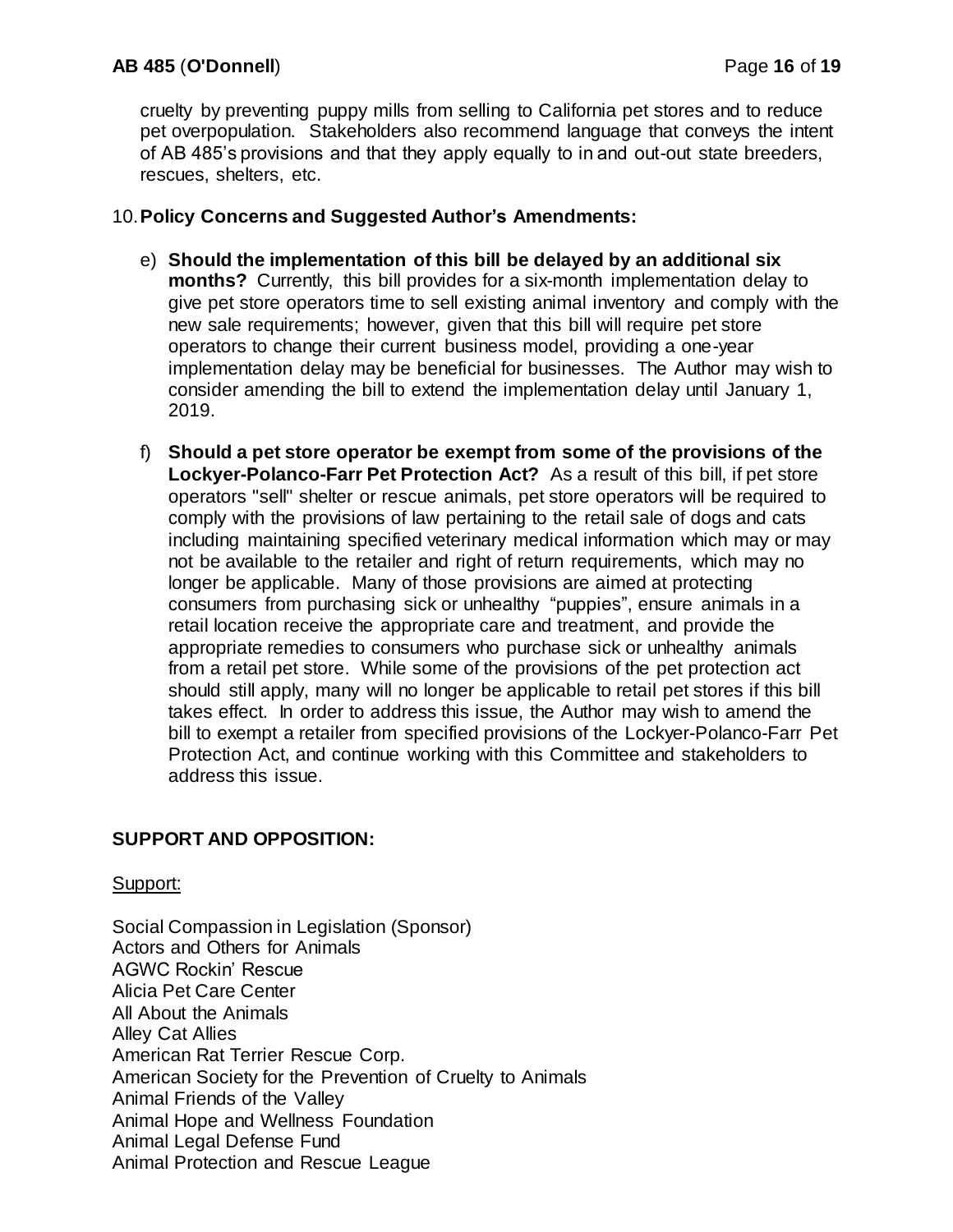cruelty by preventing puppy mills from selling to California pet stores and to reduce pet overpopulation. Stakeholders also recommend language that conveys the intent of AB 485's provisions and that they apply equally to in and out-out state breeders, rescues, shelters, etc.

10. **Policy Concerns and Suggested Author's Amendments:**

e) **Should the implementation of this bill be delayed by an additional six months?** Currently, this bill provides for a six-month implementation delay to give pet store operators time to sell existing animal inventory and comply with the new sale requirements; however, given that this bill will require pet store operators to change their current business model, providing a one-year implementation delay may be beneficial for businesses. The Author may wish to consider amending the bill to extend the implementation delay until January 1, 2019.

f) **Should a pet store operator be exempt from some of the provisions of the Lockyer-Polanco-Farr Pet Protection Act?** As a result of this bill, if pet store operators "sell" shelter or rescue animals, pet store operators will be required to comply with the provisions of law pertaining to the retail sale of dogs and cats including maintaining specified veterinary medical information which may or may not be available to the retailer and right of return requirements, which may no longer be applicable. Many of those provisions are aimed at protecting consumers from purchasing sick or unhealthy "puppies", ensure animals in a retail location receive the appropriate care and treatment, and provide the appropriate remedies to consumers who purchase sick or unhealthy animals from a retail pet store. While some of the provisions of the pet protection act should still apply, many will no longer be applicable to retail pet stores if this bill takes effect. In order to address this issue, the Author may wish to amend the bill to exempt a retailer from specified provisions of the Lockyer-Polanco-Farr Pet Protection Act, and continue working with this Committee and stakeholders to address this issue.

## SUPPORT AND OPPOSITION:

Support:

Social Compassion in Legislation (Sponsor)
Actors and Others for Animals
AGWC Rockin' Rescue
Alicia Pet Care Center
All About the Animals
Alley Cat Allies
American Rat Terrier Rescue Corp.
American Society for the Prevention of Cruelty to Animals
Animal Friends of the Valley
Animal Hope and Wellness Foundation
Animal Legal Defense Fund
Animal Protection and Rescue League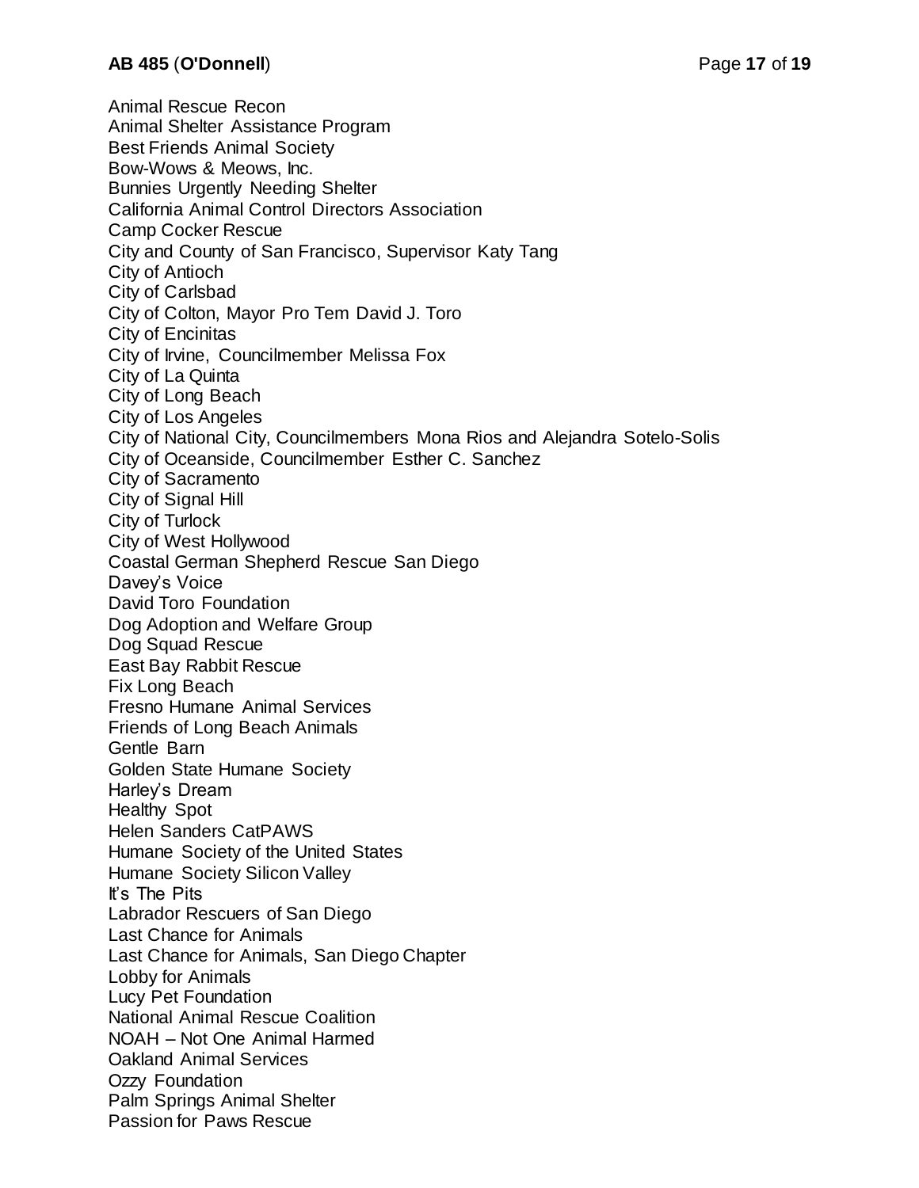Animal Rescue Recon
Animal Shelter Assistance Program
Best Friends Animal Society
Bow-Wows & Meows, Inc.
Bunnies Urgently Needing Shelter
California Animal Control Directors Association
Camp Cocker Rescue
City and County of San Francisco, Supervisor Katy Tang
City of Antioch
City of Carlsbad
City of Colton, Mayor Pro Tem David J. Toro
City of Encinitas
City of Irvine, Councilmember Melissa Fox
City of La Quinta
City of Long Beach
City of Los Angeles
City of National City, Councilmembers Mona Rios and Alejandra Sotelo-Solis
City of Oceanside, Councilmember Esther C. Sanchez
City of Sacramento
City of Signal Hill
City of Turlock
City of West Hollywood
Coastal German Shepherd Rescue San Diego
Davey's Voice
David Toro Foundation
Dog Adoption and Welfare Group
Dog Squad Rescue
East Bay Rabbit Rescue
Fix Long Beach
Fresno Humane Animal Services
Friends of Long Beach Animals
Gentle Barn
Golden State Humane Society
Harley's Dream
Healthy Spot
Helen Sanders CatPAWS
Humane Society of the United States
Humane Society Silicon Valley
It's The Pits
Labrador Rescuers of San Diego
Last Chance for Animals
Last Chance for Animals, San Diego Chapter
Lobby for Animals
Lucy Pet Foundation
National Animal Rescue Coalition
NOAH – Not One Animal Harmed
Oakland Animal Services
Ozzy Foundation
Palm Springs Animal Shelter
Passion for Paws Rescue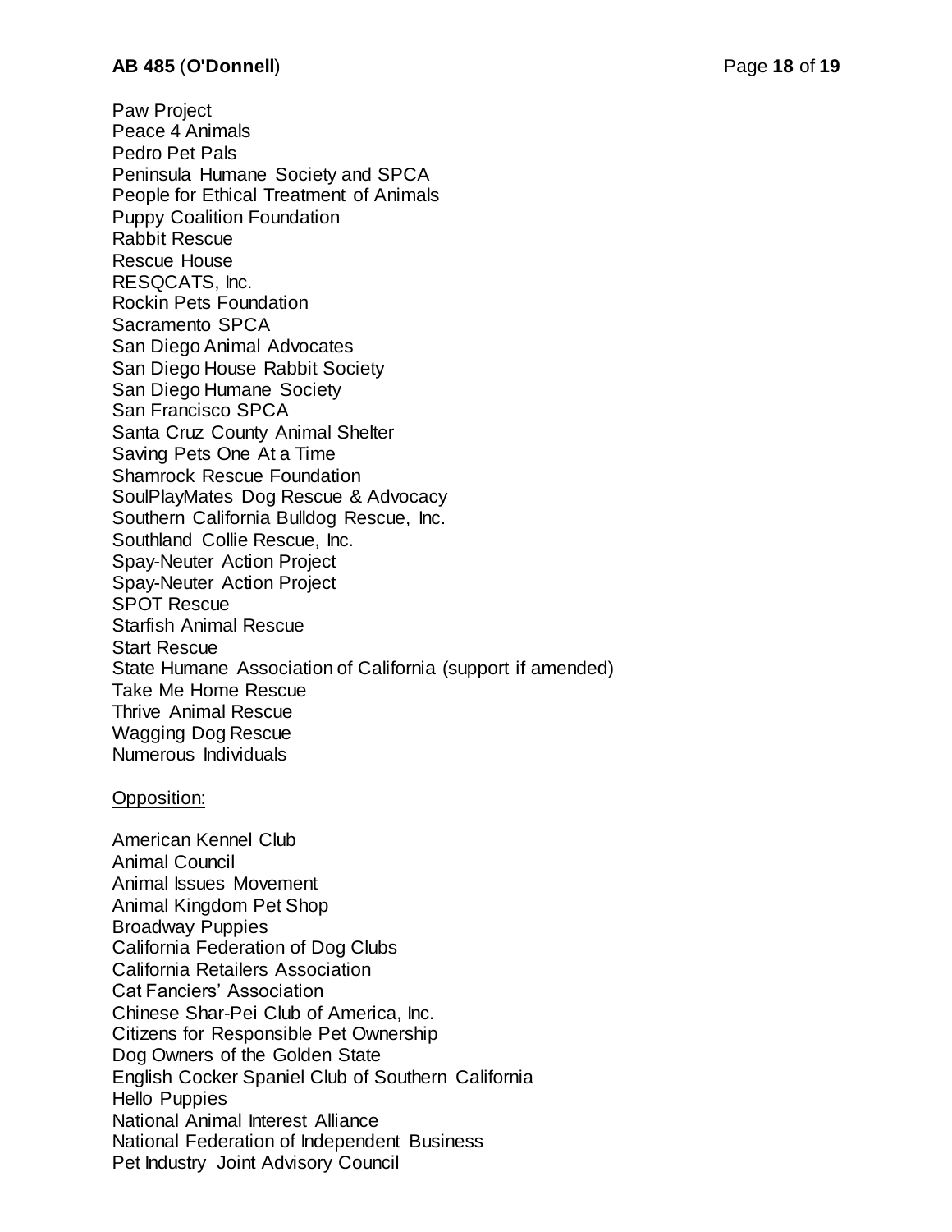Paw Project
Peace 4 Animals
Pedro Pet Pals
Peninsula Humane Society and SPCA
People for Ethical Treatment of Animals
Puppy Coalition Foundation
Rabbit Rescue
Rescue House
RESQCATS, Inc.
Rockin Pets Foundation
Sacramento SPCA
San Diego Animal Advocates
San Diego House Rabbit Society
San Diego Humane Society
San Francisco SPCA
Santa Cruz County Animal Shelter
Saving Pets One At a Time
Shamrock Rescue Foundation
SoulPlayMates Dog Rescue & Advocacy
Southern California Bulldog Rescue, Inc.
Southland Collie Rescue, Inc.
Spay-Neuter Action Project
Spay-Neuter Action Project
SPOT Rescue
Starfish Animal Rescue
Start Rescue
State Humane Association of California (support if amended)
Take Me Home Rescue
Thrive Animal Rescue
Wagging Dog Rescue
Numerous Individuals

<u>Opposition:</u>

American Kennel Club
Animal Council
Animal Issues Movement
Animal Kingdom Pet Shop
Broadway Puppies
California Federation of Dog Clubs
California Retailers Association
Cat Fanciers' Association
Chinese Shar-Pei Club of America, Inc.
Citizens for Responsible Pet Ownership
Dog Owners of the Golden State
English Cocker Spaniel Club of Southern California
Hello Puppies
National Animal Interest Alliance
National Federation of Independent Business
Pet Industry Joint Advisory Council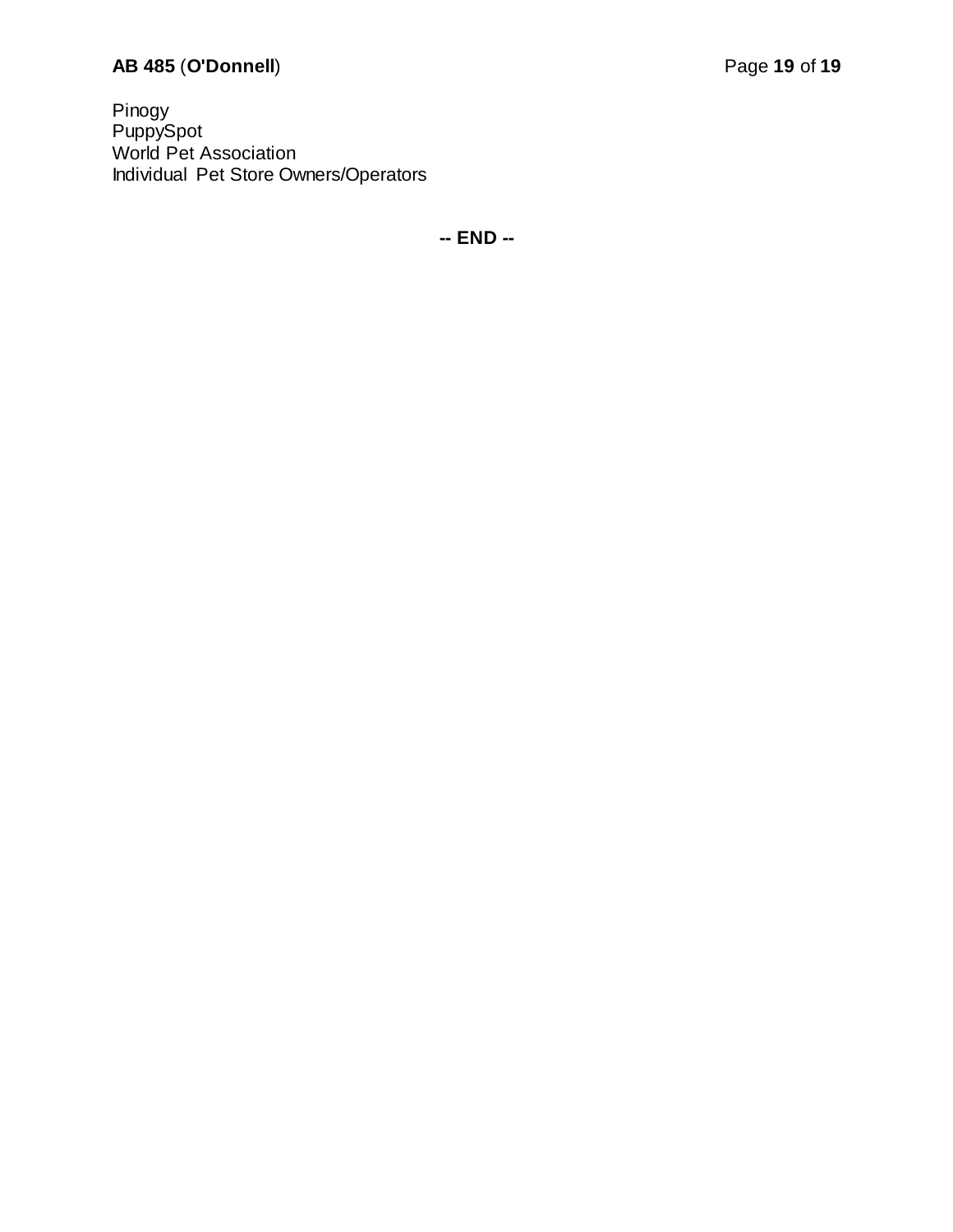Pinogy
PuppySpot
World Pet Association
Individual Pet Store Owners/Operators

**-- END --**